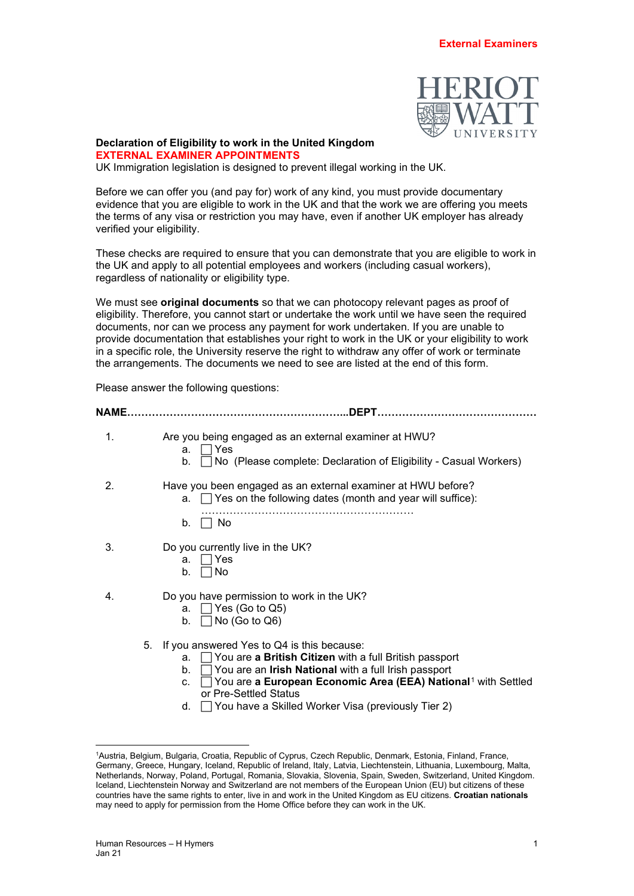**External Examiners**

**Declaration of Eligibility to work in the United Kingdom**
**EXTERNAL EXAMINER APPOINTMENTS**
UK Immigration legislation is designed to prevent illegal working in the UK.

Before we can offer you (and pay for) work of any kind, you must provide documentary evidence that you are eligible to work in the UK and that the work we are offering you meets the terms of any visa or restriction you may have, even if another UK employer has already verified your eligibility.

These checks are required to ensure that you can demonstrate that you are eligible to work in the UK and apply to all potential employees and workers (including casual workers), regardless of nationality or eligibility type.

We must see **original documents** so that we can photocopy relevant pages as proof of eligibility. Therefore, you cannot start or undertake the work until we have seen the required documents, nor can we process any payment for work undertaken. If you are unable to provide documentation that establishes your right to work in the UK or your eligibility to work in a specific role, the University reserve the right to withdraw any offer of work or terminate the arrangements. The documents we need to see are listed at the end of this form.

Please answer the following questions:

**NAME……………………………………………………...DEPT………………………………………**

1. Are you being engaged as an external examiner at HWU?
   a. ☐ Yes
   b. ☐ No (Please complete: Declaration of Eligibility - Casual Workers)

2. Have you been engaged as an external examiner at HWU before?
   a. ☐ Yes on the following dates (month and year will suffice):
   ……………………………………………………
   b. ☐ No

3. Do you currently live in the UK?
   a. ☐ Yes
   b. ☐ No

4. Do you have permission to work in the UK?
   a. ☐ Yes (Go to Q5)
   b. ☐ No (Go to Q6)

5. If you answered Yes to Q4 is this because:
   a. ☐ You are **a British Citizen** with a full British passport
   b. ☐ You are an **Irish National** with a full Irish passport
   c. ☐ You are **a European Economic Area (EEA) National**[1] with Settled or Pre-Settled Status
   d. ☐ You have a Skilled Worker Visa (previously Tier 2)

---

[1] Austria, Belgium, Bulgaria, Croatia, Republic of Cyprus, Czech Republic, Denmark, Estonia, Finland, France, Germany, Greece, Hungary, Iceland, Republic of Ireland, Italy, Latvia, Liechtenstein, Lithuania, Luxembourg, Malta, Netherlands, Norway, Poland, Portugal, Romania, Slovakia, Slovenia, Spain, Sweden, Switzerland, United Kingdom. Iceland, Liechtenstein Norway and Switzerland are not members of the European Union (EU) but citizens of these countries have the same rights to enter, live in and work in the United Kingdom as EU citizens. **Croatian nationals** may need to apply for permission from the Home Office before they can work in the UK.

Human Resources – H Hymers
Jan 21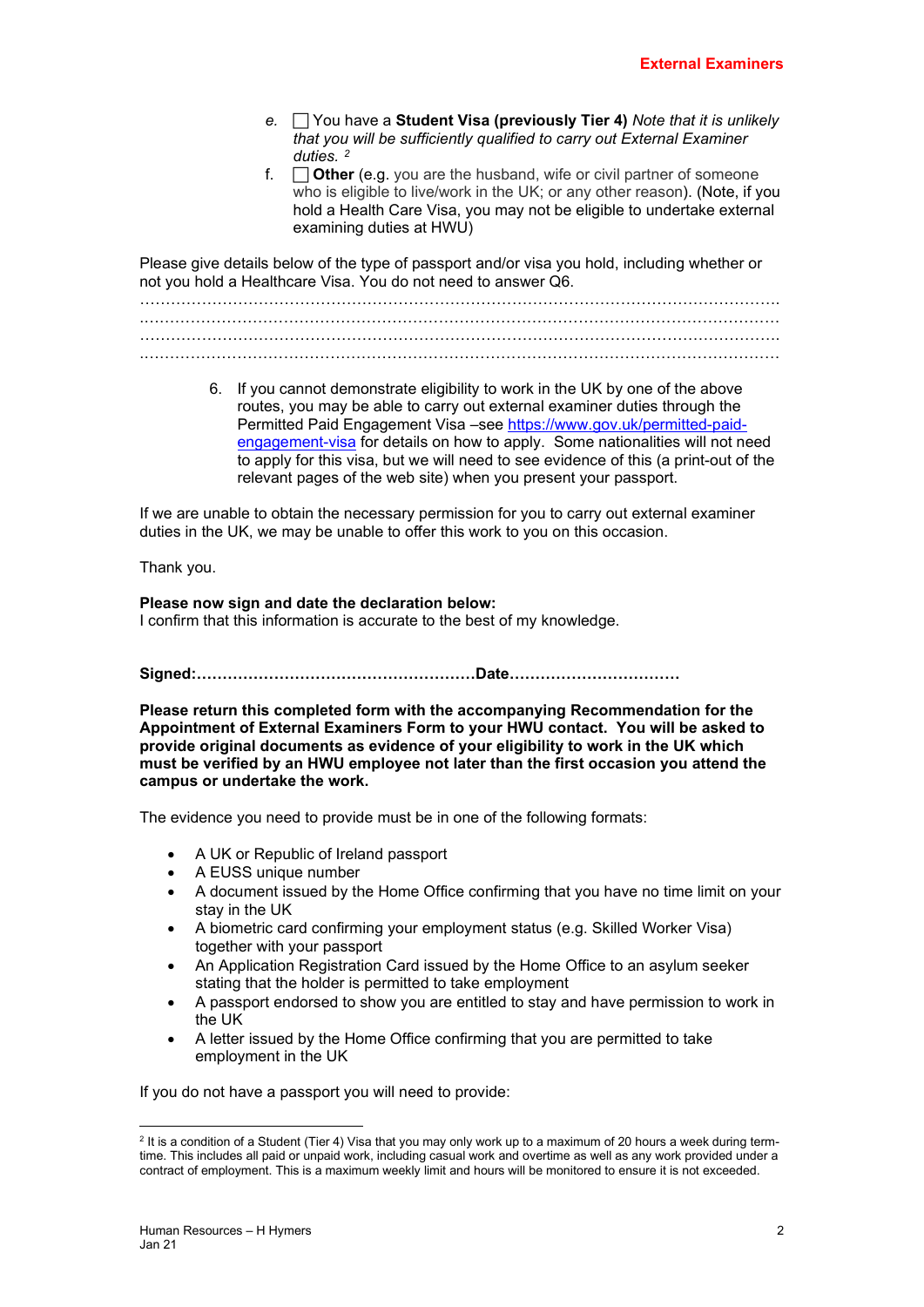e. ☐ You have a **Student Visa (previously Tier 4)** *Note that it is unlikely that you will be sufficiently qualified to carry out External Examiner duties.* [2]

f. ☐ **Other** (e.g. you are the husband, wife or civil partner of someone who is eligible to live/work in the UK; or any other reason). (Note, if you hold a Health Care Visa, you may not be eligible to undertake external examining duties at HWU)

Please give details below of the type of passport and/or visa you hold, including whether or not you hold a Healthcare Visa. You do not need to answer Q6.

……………………………………………………………………………………………………………

……………………………………………………………………………………………………………

……………………………………………………………………………………………………………

……………………………………………………………………………………………………………

6. If you cannot demonstrate eligibility to work in the UK by one of the above routes, you may be able to carry out external examiner duties through the Permitted Paid Engagement Visa –see [https://www.gov.uk/permitted-paid-engagement-visa](https://www.gov.uk/permitted-paid-engagement-visa) for details on how to apply. Some nationalities will not need to apply for this visa, but we will need to see evidence of this (a print-out of the relevant pages of the web site) when you present your passport.

If we are unable to obtain the necessary permission for you to carry out external examiner duties in the UK, we may be unable to offer this work to you on this occasion.

Thank you.

**Please now sign and date the declaration below:**
I confirm that this information is accurate to the best of my knowledge.

**Signed:………………………………………………Date……………………………**

**Please return this completed form with the accompanying Recommendation for the Appointment of External Examiners Form to your HWU contact. You will be asked to provide original documents as evidence of your eligibility to work in the UK which must be verified by an HWU employee not later than the first occasion you attend the campus or undertake the work.**

The evidence you need to provide must be in one of the following formats:

- A UK or Republic of Ireland passport
- A EUSS unique number
- A document issued by the Home Office confirming that you have no time limit on your stay in the UK
- A biometric card confirming your employment status (e.g. Skilled Worker Visa) together with your passport
- An Application Registration Card issued by the Home Office to an asylum seeker stating that the holder is permitted to take employment
- A passport endorsed to show you are entitled to stay and have permission to work in the UK
- A letter issued by the Home Office confirming that you are permitted to take employment in the UK

If you do not have a passport you will need to provide:

[2] It is a condition of a Student (Tier 4) Visa that you may only work up to a maximum of 20 hours a week during term-time. This includes all paid or unpaid work, including casual work and overtime as well as any work provided under a contract of employment. This is a maximum weekly limit and hours will be monitored to ensure it is not exceeded.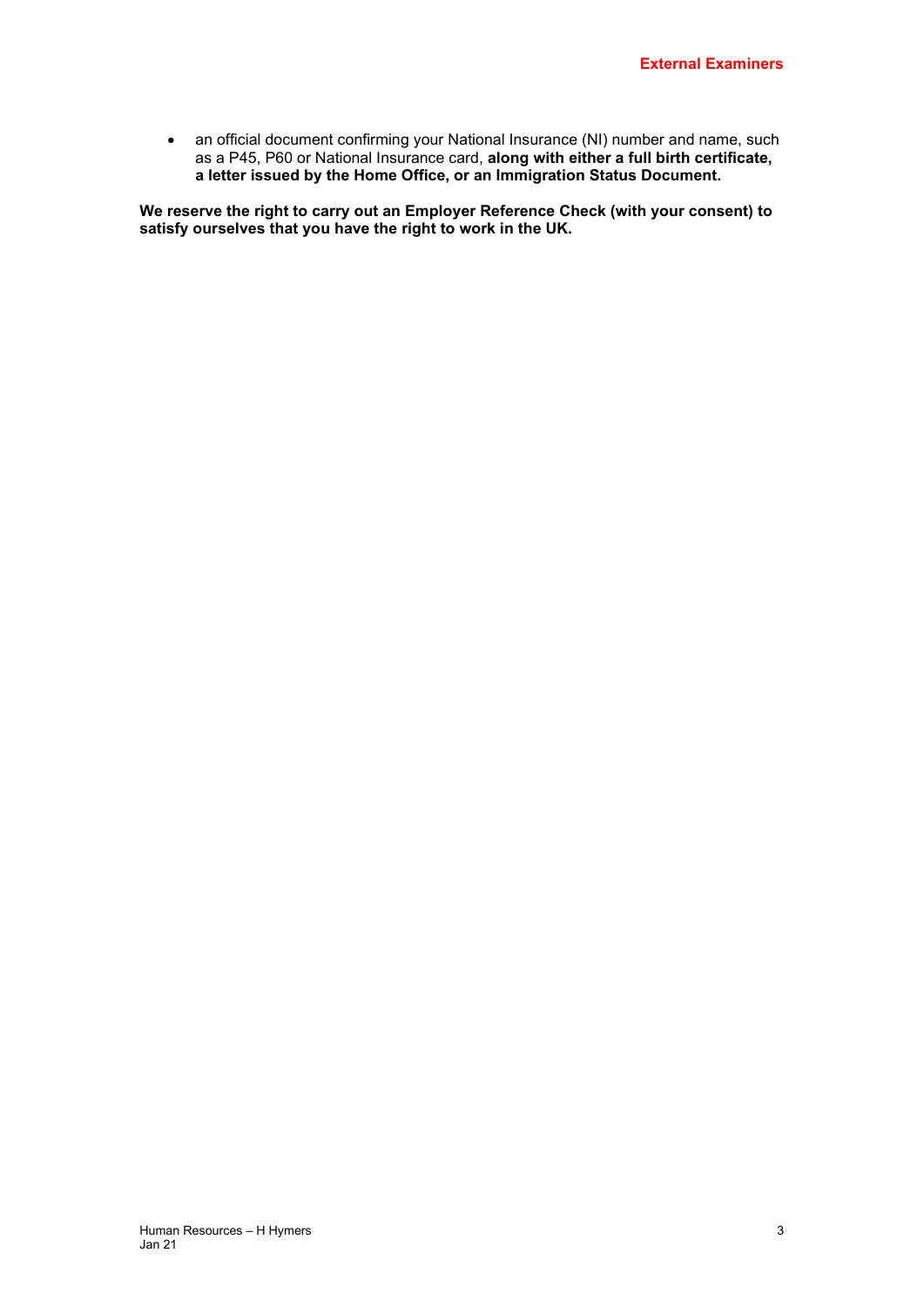- an official document confirming your National Insurance (NI) number and name, such as a P45, P60 or National Insurance card, **along with either a full birth certificate, a letter issued by the Home Office, or an Immigration Status Document.**

**We reserve the right to carry out an Employer Reference Check (with your consent) to satisfy ourselves that you have the right to work in the UK.**